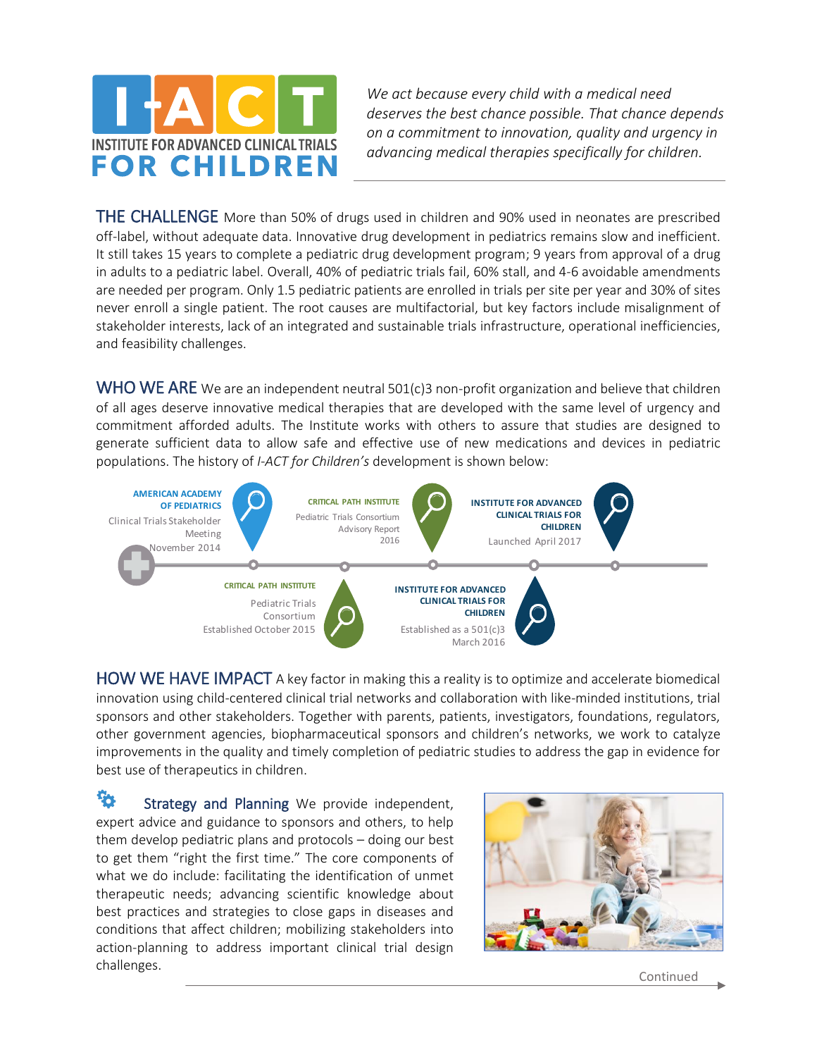# I-ACT INSTITUTE FOR ADVANCED CLINICAL TRIALS FOR CHILDREN

*We act because every child with a medical need deserves the best chance possible. That chance depends on a commitment to innovation, quality and urgency in advancing medical therapies specifically for children.*

## THE CHALLENGE

More than 50% of drugs used in children and 90% used in neonates are prescribed off-label, without adequate data. Innovative drug development in pediatrics remains slow and inefficient. It still takes 15 years to complete a pediatric drug development program; 9 years from approval of a drug in adults to a pediatric label. Overall, 40% of pediatric trials fail, 60% stall, and 4-6 avoidable amendments are needed per program. Only 1.5 pediatric patients are enrolled in trials per site per year and 30% of sites never enroll a single patient. The root causes are multifactorial, but key factors include misalignment of stakeholder interests, lack of an integrated and sustainable trials infrastructure, operational inefficiencies, and feasibility challenges.

## WHO WE ARE

We are an independent neutral 501(c)3 non-profit organization and believe that children of all ages deserve innovative medical therapies that are developed with the same level of urgency and commitment afforded adults. The Institute works with others to assure that studies are designed to generate sufficient data to allow safe and effective use of new medications and devices in pediatric populations. The history of *I-ACT for Children's* development is shown below:

- **AMERICAN ACADEMY OF PEDIATRICS** – Clinical Trials Stakeholder Meeting, November 2014
- **CRITICAL PATH INSTITUTE** – Pediatric Trials Consortium, Established October 2015
- **CRITICAL PATH INSTITUTE** – Pediatric Trials Consortium Advisory Report, 2016
- **INSTITUTE FOR ADVANCED CLINICAL TRIALS FOR CHILDREN** – Established as a 501(c)3, March 2016
- **INSTITUTE FOR ADVANCED CLINICAL TRIALS FOR CHILDREN** – Launched April 2017

## HOW WE HAVE IMPACT

A key factor in making this a reality is to optimize and accelerate biomedical innovation using child-centered clinical trial networks and collaboration with like-minded institutions, trial sponsors and other stakeholders. Together with parents, patients, investigators, foundations, regulators, other government agencies, biopharmaceutical sponsors and children's networks, we work to catalyze improvements in the quality and timely completion of pediatric studies to address the gap in evidence for best use of therapeutics in children.

### Strategy and Planning

We provide independent, expert advice and guidance to sponsors and others, to help them develop pediatric plans and protocols – doing our best to get them "right the first time." The core components of what we do include: facilitating the identification of unmet therapeutic needs; advancing scientific knowledge about best practices and strategies to close gaps in diseases and conditions that affect children; mobilizing stakeholders into action-planning to address important clinical trial design challenges.

Continued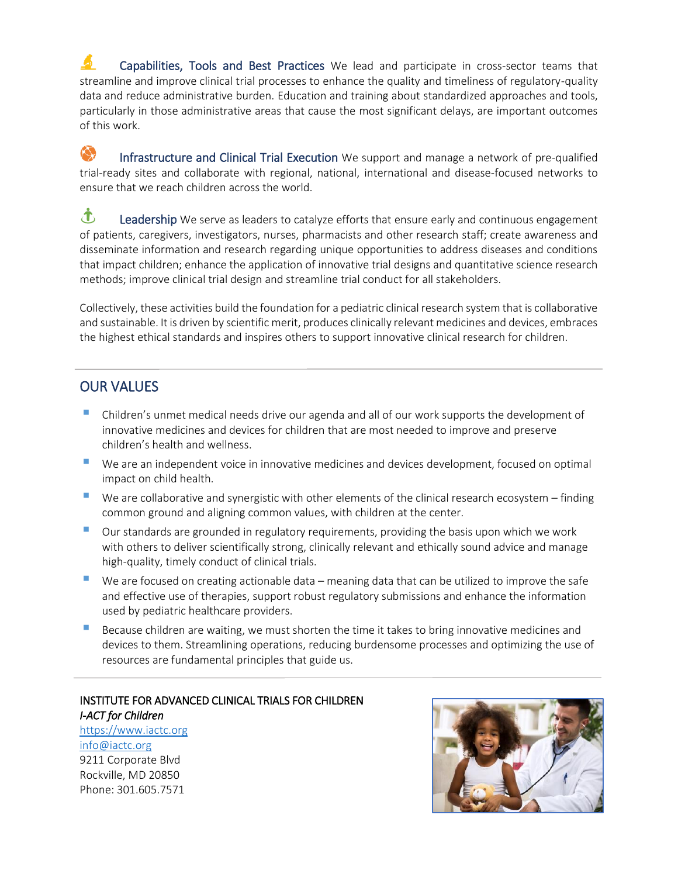**Capabilities, Tools and Best Practices** We lead and participate in cross-sector teams that streamline and improve clinical trial processes to enhance the quality and timeliness of regulatory-quality data and reduce administrative burden. Education and training about standardized approaches and tools, particularly in those administrative areas that cause the most significant delays, are important outcomes of this work.

**Infrastructure and Clinical Trial Execution** We support and manage a network of pre-qualified trial-ready sites and collaborate with regional, national, international and disease-focused networks to ensure that we reach children across the world.

**Leadership** We serve as leaders to catalyze efforts that ensure early and continuous engagement of patients, caregivers, investigators, nurses, pharmacists and other research staff; create awareness and disseminate information and research regarding unique opportunities to address diseases and conditions that impact children; enhance the application of innovative trial designs and quantitative science research methods; improve clinical trial design and streamline trial conduct for all stakeholders.

Collectively, these activities build the foundation for a pediatric clinical research system that is collaborative and sustainable. It is driven by scientific merit, produces clinically relevant medicines and devices, embraces the highest ethical standards and inspires others to support innovative clinical research for children.

## OUR VALUES

- Children's unmet medical needs drive our agenda and all of our work supports the development of innovative medicines and devices for children that are most needed to improve and preserve children's health and wellness.
- We are an independent voice in innovative medicines and devices development, focused on optimal impact on child health.
- We are collaborative and synergistic with other elements of the clinical research ecosystem – finding common ground and aligning common values, with children at the center.
- Our standards are grounded in regulatory requirements, providing the basis upon which we work with others to deliver scientifically strong, clinically relevant and ethically sound advice and manage high-quality, timely conduct of clinical trials.
- We are focused on creating actionable data – meaning data that can be utilized to improve the safe and effective use of therapies, support robust regulatory submissions and enhance the information used by pediatric healthcare providers.
- Because children are waiting, we must shorten the time it takes to bring innovative medicines and devices to them. Streamlining operations, reducing burdensome processes and optimizing the use of resources are fundamental principles that guide us.

INSTITUTE FOR ADVANCED CLINICAL TRIALS FOR CHILDREN
*I-ACT for Children*
https://www.iactc.org
info@iactc.org
9211 Corporate Blvd
Rockville, MD 20850
Phone: 301.605.7571